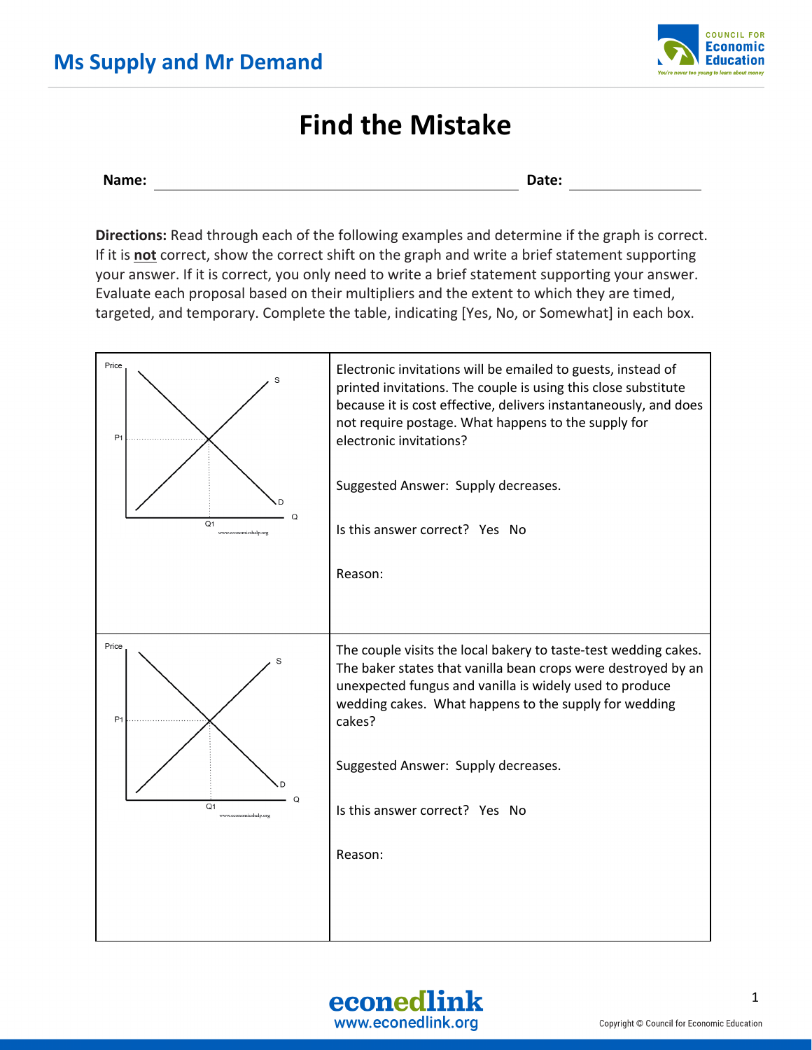## Ms Supply and Mr Demand

# Find the Mistake

**Name:** ______________________________ **Date:** ______________

**Directions:** Read through each of the following examples and determine if the graph is correct. If it is **not** correct, show the correct shift on the graph and write a brief statement supporting your answer. If it is correct, you only need to write a brief statement supporting your answer. Evaluate each proposal based on their multipliers and the extent to which they are timed, targeted, and temporary. Complete the table, indicating [Yes, No, or Somewhat] in each box.

| Graph | Scenario |
|---|---|
| Price, P1, S, D, Q1, Q (www.economicshelp.org) | Electronic invitations will be emailed to guests, instead of printed invitations. The couple is using this close substitute because it is cost effective, delivers instantaneously, and does not require postage. What happens to the supply for electronic invitations?<br><br>Suggested Answer: Supply decreases.<br><br>Is this answer correct? Yes No<br><br>Reason: |
| Price, P1, S, D, Q1, Q (www.economicshelp.org) | The couple visits the local bakery to taste-test wedding cakes. The baker states that vanilla bean crops were destroyed by an unexpected fungus and vanilla is widely used to produce wedding cakes. What happens to the supply for wedding cakes?<br><br>Suggested Answer: Supply decreases.<br><br>Is this answer correct? Yes No<br><br>Reason: |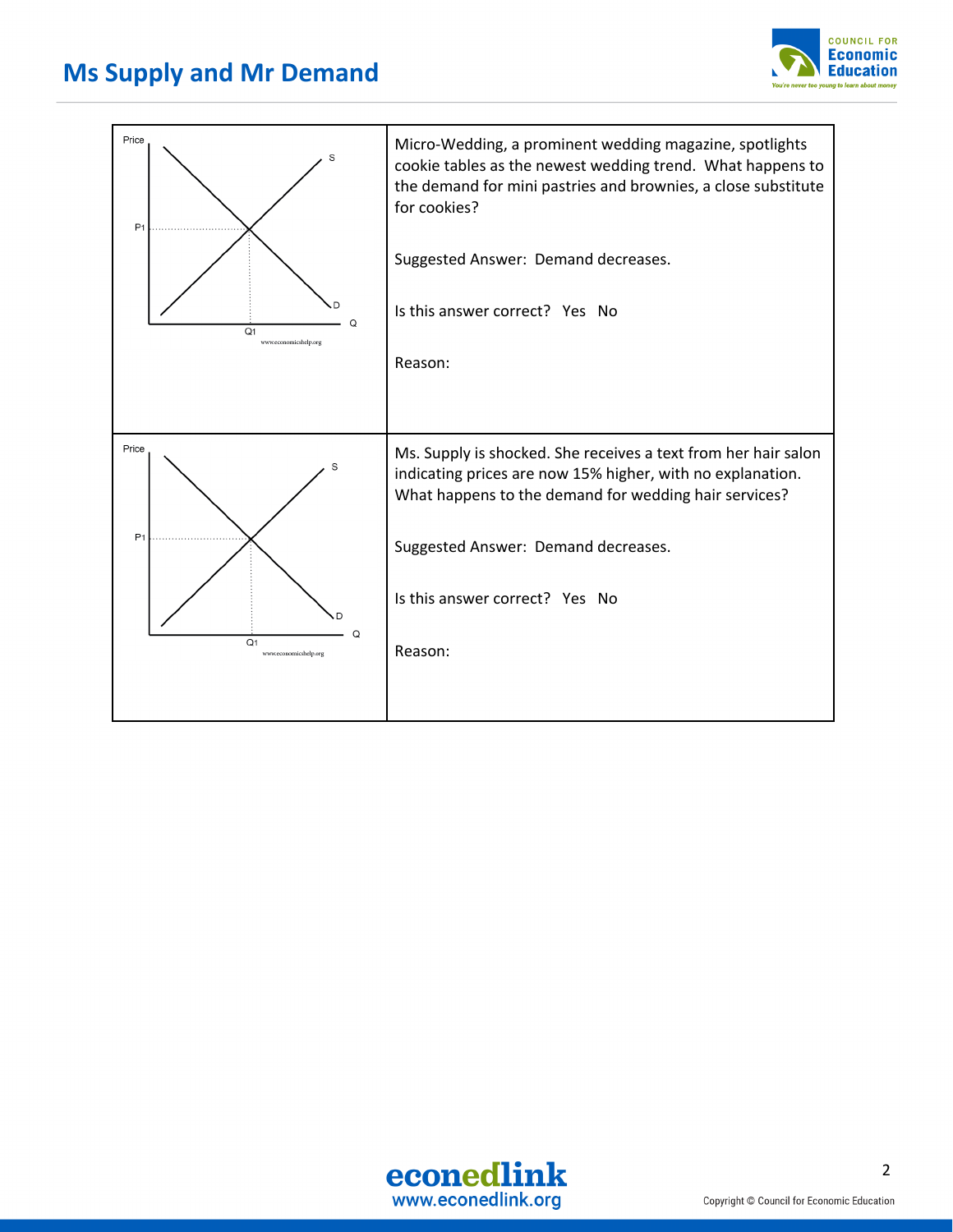## Ms Supply and Mr Demand

| | |
|---|---|
| Price<br>S<br>P1<br>D<br>Q<br>Q1<br>www.economicshelp.org | Micro-Wedding, a prominent wedding magazine, spotlights cookie tables as the newest wedding trend. What happens to the demand for mini pastries and brownies, a close substitute for cookies?<br><br>Suggested Answer: Demand decreases.<br><br>Is this answer correct? Yes No<br><br>Reason: |
| Price<br>S<br>P1<br>D<br>Q<br>Q1<br>www.economicshelp.org | Ms. Supply is shocked. She receives a text from her hair salon indicating prices are now 15% higher, with no explanation. What happens to the demand for wedding hair services?<br><br>Suggested Answer: Demand decreases.<br><br>Is this answer correct? Yes No<br><br>Reason: |